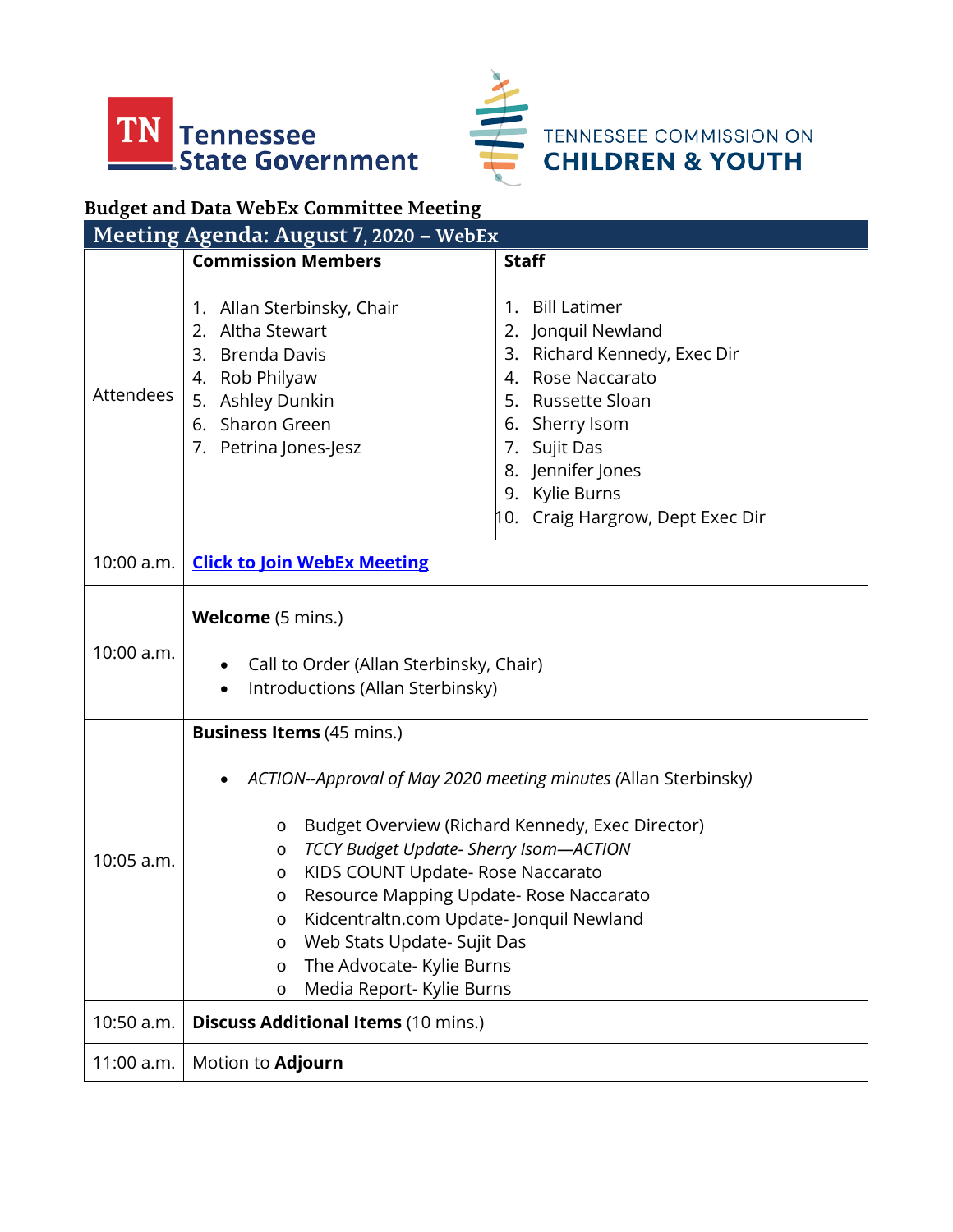Tennessee State Government

TENNESSEE COMMISSION ON CHILDREN & YOUTH

## Budget and Data WebEx Committee Meeting

## Meeting Agenda: August 7, 2020 – WebEx

| | **Commission Members** | **Staff** |
|---|---|---|
| Attendees | 1. Allan Sterbinsky, Chair<br>2. Altha Stewart<br>3. Brenda Davis<br>4. Rob Philyaw<br>5. Ashley Dunkin<br>6. Sharon Green<br>7. Petrina Jones-Jesz | 1. Bill Latimer<br>2. Jonquil Newland<br>3. Richard Kennedy, Exec Dir<br>4. Rose Naccarato<br>5. Russette Sloan<br>6. Sherry Isom<br>7. Sujit Das<br>8. Jennifer Jones<br>9. Kylie Burns<br>10. Craig Hargrow, Dept Exec Dir |
| 10:00 a.m. | **Click to Join WebEx Meeting** | |
| 10:00 a.m. | **Welcome** (5 mins.)<br>• Call to Order (Allan Sterbinsky, Chair)<br>• Introductions (Allan Sterbinsky) | |
| 10:05 a.m. | **Business Items** (45 mins.)<br>• *ACTION--Approval of May 2020 meeting minutes* (Allan Sterbinsky*)*<br>o Budget Overview (Richard Kennedy, Exec Director)<br>o *TCCY Budget Update- Sherry Isom—ACTION*<br>o KIDS COUNT Update- Rose Naccarato<br>o Resource Mapping Update- Rose Naccarato<br>o Kidcentraltn.com Update- Jonquil Newland<br>o Web Stats Update- Sujit Das<br>o The Advocate- Kylie Burns<br>o Media Report- Kylie Burns | |
| 10:50 a.m. | **Discuss Additional Items** (10 mins.) | |
| 11:00 a.m. | Motion to **Adjourn** | |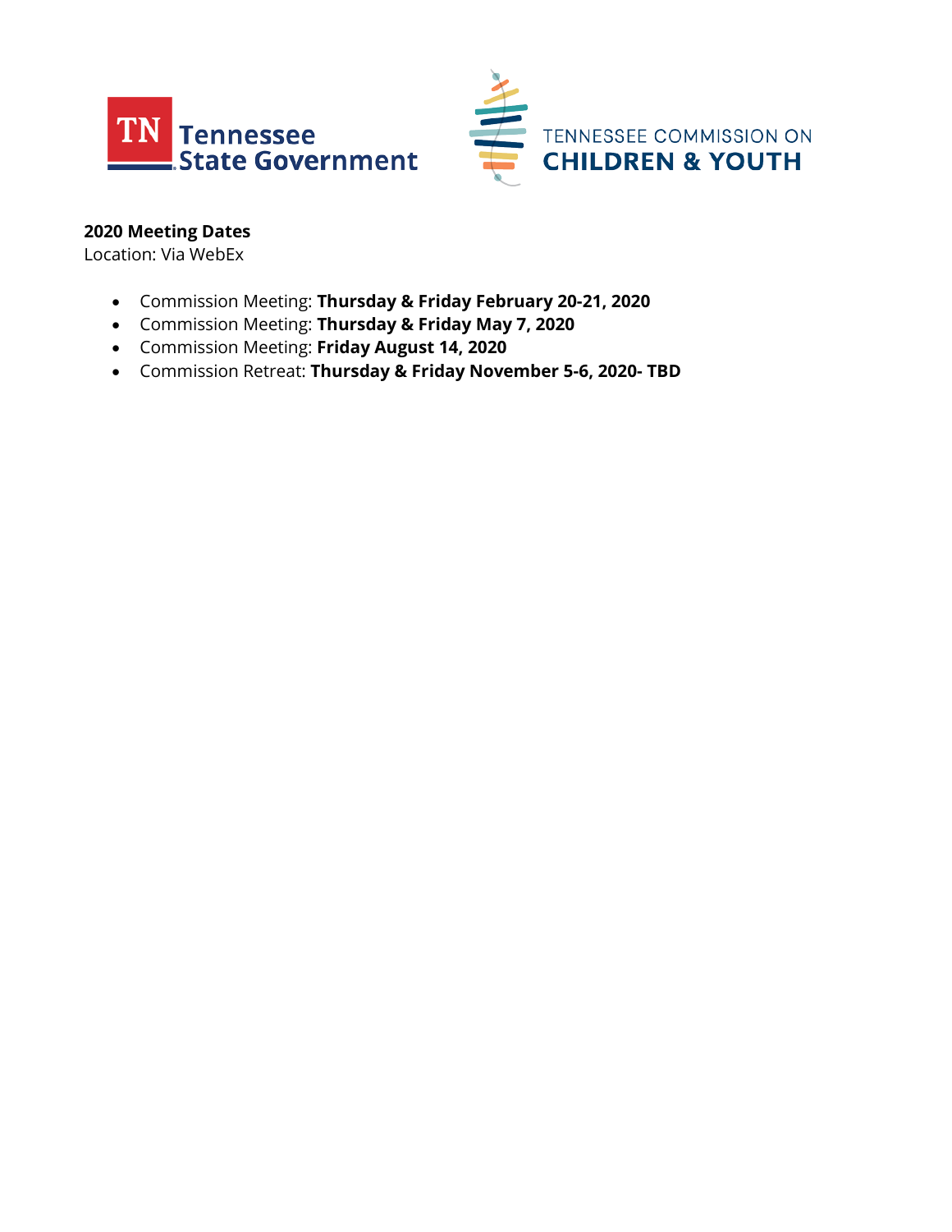**2020 Meeting Dates**
Location: Via WebEx

- Commission Meeting: **Thursday & Friday February 20-21, 2020**
- Commission Meeting: **Thursday & Friday May 7, 2020**
- Commission Meeting: **Friday August 14, 2020**
- Commission Retreat: **Thursday & Friday November 5-6, 2020- TBD**